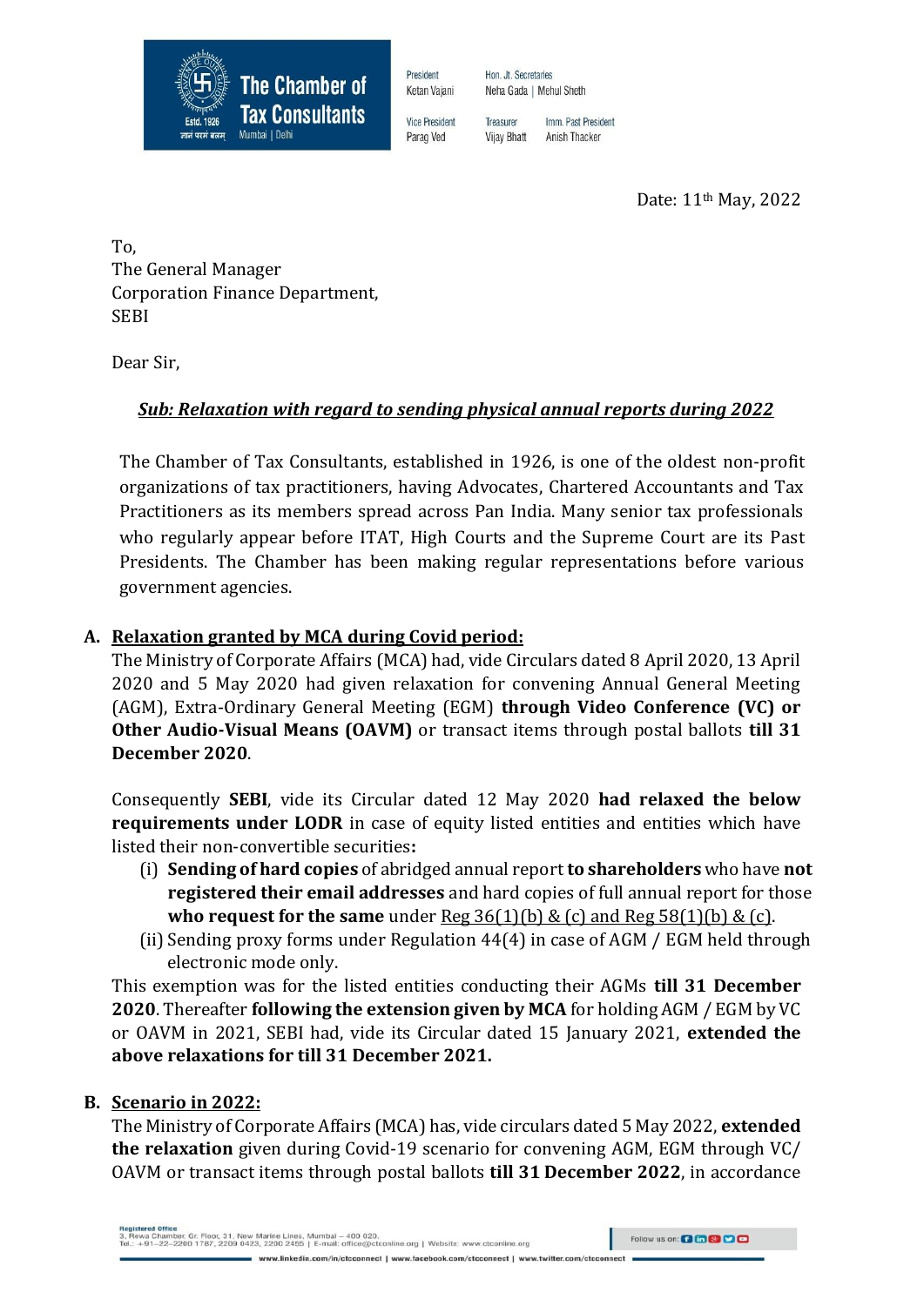**The Chamber of Tax Consultants**
Estd. 1926
Mumbai | Delhi

President: Ketan Vajani | Vice President: Parag Ved | Hon. Jt. Secretaries: Neha Gada | Mehul Sheth | Treasurer: Vijay Bhatt | Imm. Past President: Anish Thacker

Date: 11th May, 2022

To,
The General Manager
Corporation Finance Department,
SEBI

Dear Sir,

***<u>Sub: Relaxation with regard to sending physical annual reports during 2022</u>***

The Chamber of Tax Consultants, established in 1926, is one of the oldest non-profit organizations of tax practitioners, having Advocates, Chartered Accountants and Tax Practitioners as its members spread across Pan India. Many senior tax professionals who regularly appear before ITAT, High Courts and the Supreme Court are its Past Presidents. The Chamber has been making regular representations before various government agencies.

**A. <u>Relaxation granted by MCA during Covid period:</u>**

The Ministry of Corporate Affairs (MCA) had, vide Circulars dated 8 April 2020, 13 April 2020 and 5 May 2020 had given relaxation for convening Annual General Meeting (AGM), Extra-Ordinary General Meeting (EGM) **through Video Conference (VC) or Other Audio-Visual Means (OAVM)** or transact items through postal ballots **till 31 December 2020**.

Consequently **SEBI**, vide its Circular dated 12 May 2020 **had relaxed the below requirements under LODR** in case of equity listed entities and entities which have listed their non-convertible securities**:**

(i) **Sending of hard copies** of abridged annual report **to shareholders** who have **not registered their email addresses** and hard copies of full annual report for those **who request for the same** under <u>Reg 36(1)(b) & (c) and Reg 58(1)(b) & (c)</u>.

(ii) Sending proxy forms under Regulation 44(4) in case of AGM / EGM held through electronic mode only.

This exemption was for the listed entities conducting their AGMs **till 31 December 2020**. Thereafter **following the extension given by MCA** for holding AGM / EGM by VC or OAVM in 2021, SEBI had, vide its Circular dated 15 January 2021, **extended the above relaxations for till 31 December 2021.**

**B. <u>Scenario in 2022:</u>**

The Ministry of Corporate Affairs (MCA) has, vide circulars dated 5 May 2022, **extended the relaxation** given during Covid-19 scenario for convening AGM, EGM through VC/ OAVM or transact items through postal ballots **till 31 December 2022**, in accordance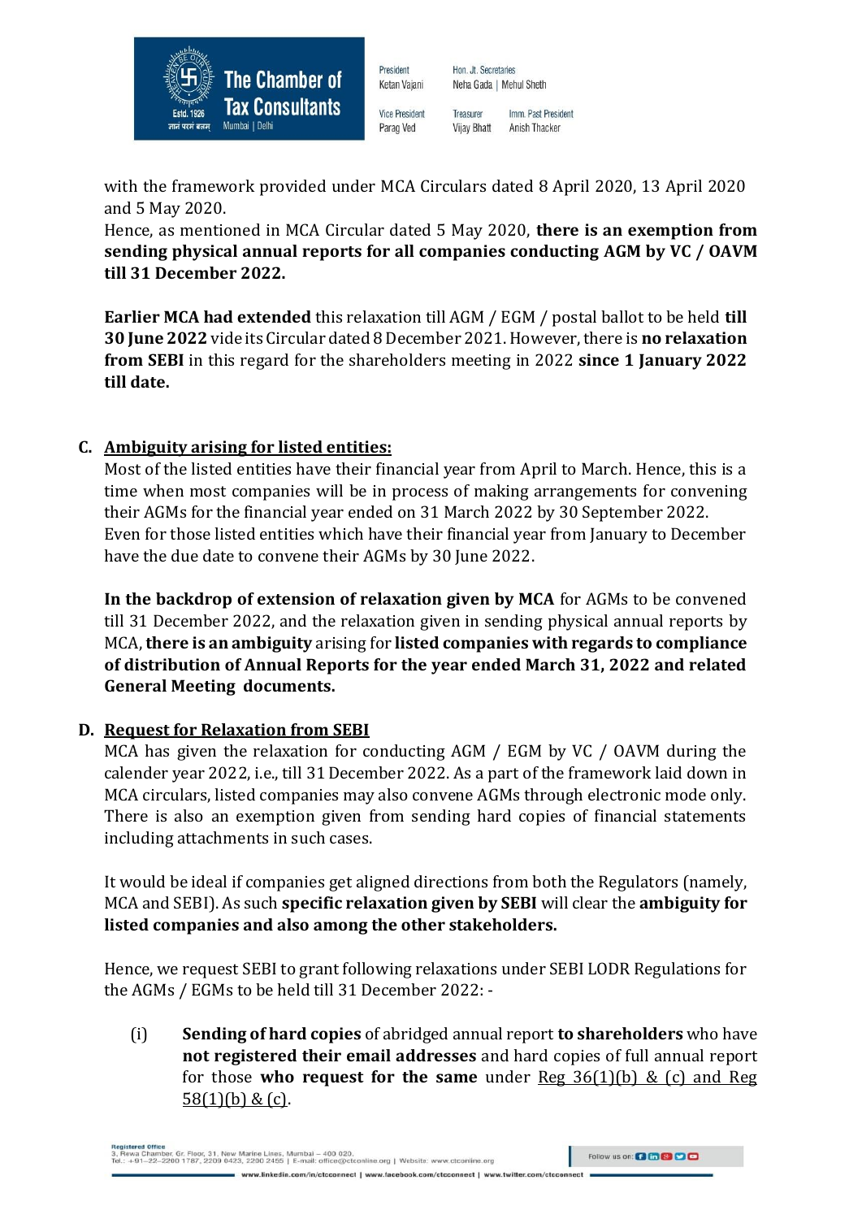with the framework provided under MCA Circulars dated 8 April 2020, 13 April 2020 and 5 May 2020.
Hence, as mentioned in MCA Circular dated 5 May 2020, **there is an exemption from sending physical annual reports for all companies conducting AGM by VC / OAVM till 31 December 2022.**

**Earlier MCA had extended** this relaxation till AGM / EGM / postal ballot to be held **till 30 June 2022** vide its Circular dated 8 December 2021. However, there is **no relaxation from SEBI** in this regard for the shareholders meeting in 2022 **since 1 January 2022 till date.**

**C. <u>Ambiguity arising for listed entities:</u>**

Most of the listed entities have their financial year from April to March. Hence, this is a time when most companies will be in process of making arrangements for convening their AGMs for the financial year ended on 31 March 2022 by 30 September 2022.
Even for those listed entities which have their financial year from January to December have the due date to convene their AGMs by 30 June 2022.

**In the backdrop of extension of relaxation given by MCA** for AGMs to be convened till 31 December 2022, and the relaxation given in sending physical annual reports by MCA, **there is an ambiguity** arising for **listed companies with regards to compliance of distribution of Annual Reports for the year ended March 31, 2022 and related General Meeting documents.**

**D. <u>Request for Relaxation from SEBI</u>**

MCA has given the relaxation for conducting AGM / EGM by VC / OAVM during the calender year 2022, i.e., till 31 December 2022. As a part of the framework laid down in MCA circulars, listed companies may also convene AGMs through electronic mode only. There is also an exemption given from sending hard copies of financial statements including attachments in such cases.

It would be ideal if companies get aligned directions from both the Regulators (namely, MCA and SEBI). As such **specific relaxation given by SEBI** will clear the **ambiguity for listed companies and also among the other stakeholders.**

Hence, we request SEBI to grant following relaxations under SEBI LODR Regulations for the AGMs / EGMs to be held till 31 December 2022: -

(i) **Sending of hard copies** of abridged annual report **to shareholders** who have **not registered their email addresses** and hard copies of full annual report for those **who request for the same** under <u>Reg 36(1)(b) & (c) and Reg 58(1)(b) & (c)</u>.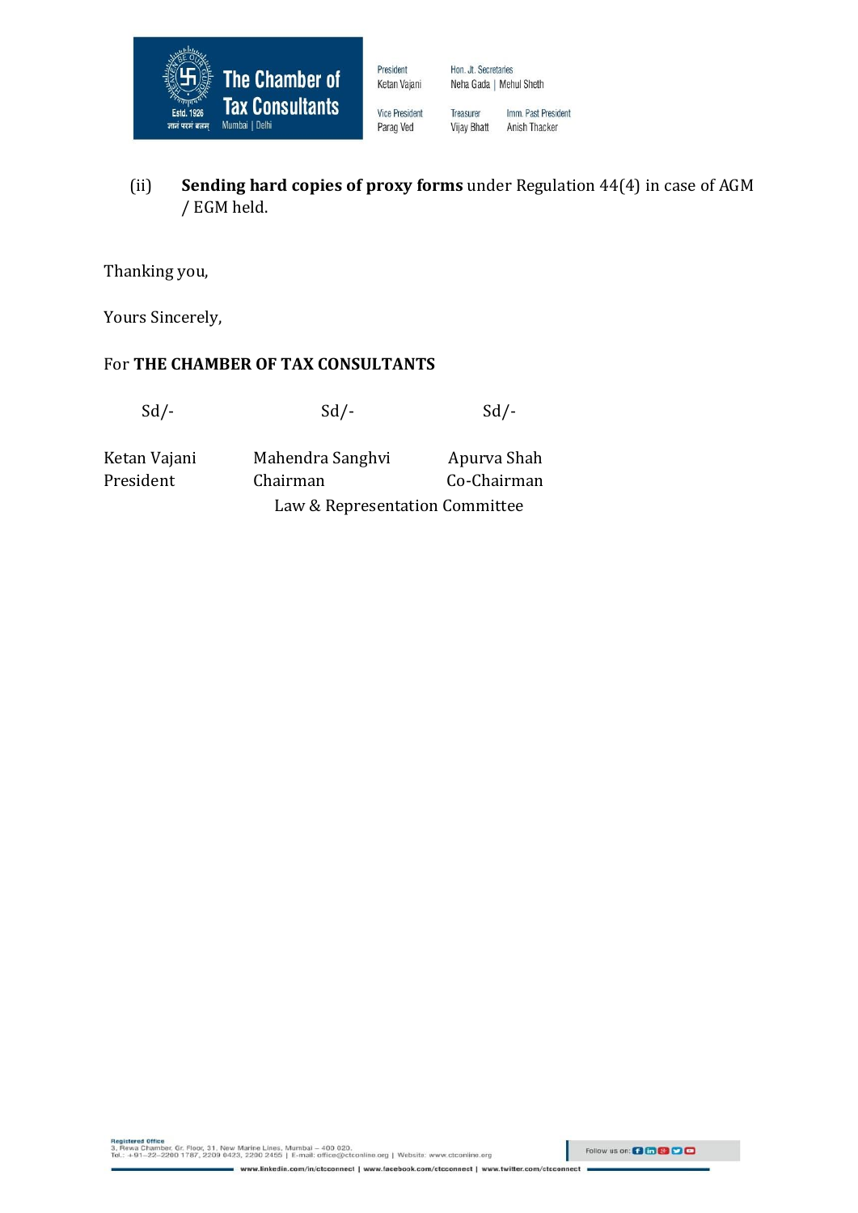(ii) **Sending hard copies of proxy forms** under Regulation 44(4) in case of AGM / EGM held.

Thanking you,

Yours Sincerely,

For **THE CHAMBER OF TAX CONSULTANTS**

| | | |
|---|---|---|
| Sd/- | Sd/- | Sd/- |
| Ketan Vajani | Mahendra Sanghvi | Apurva Shah |
| President | Chairman | Co-Chairman |

Law & Representation Committee